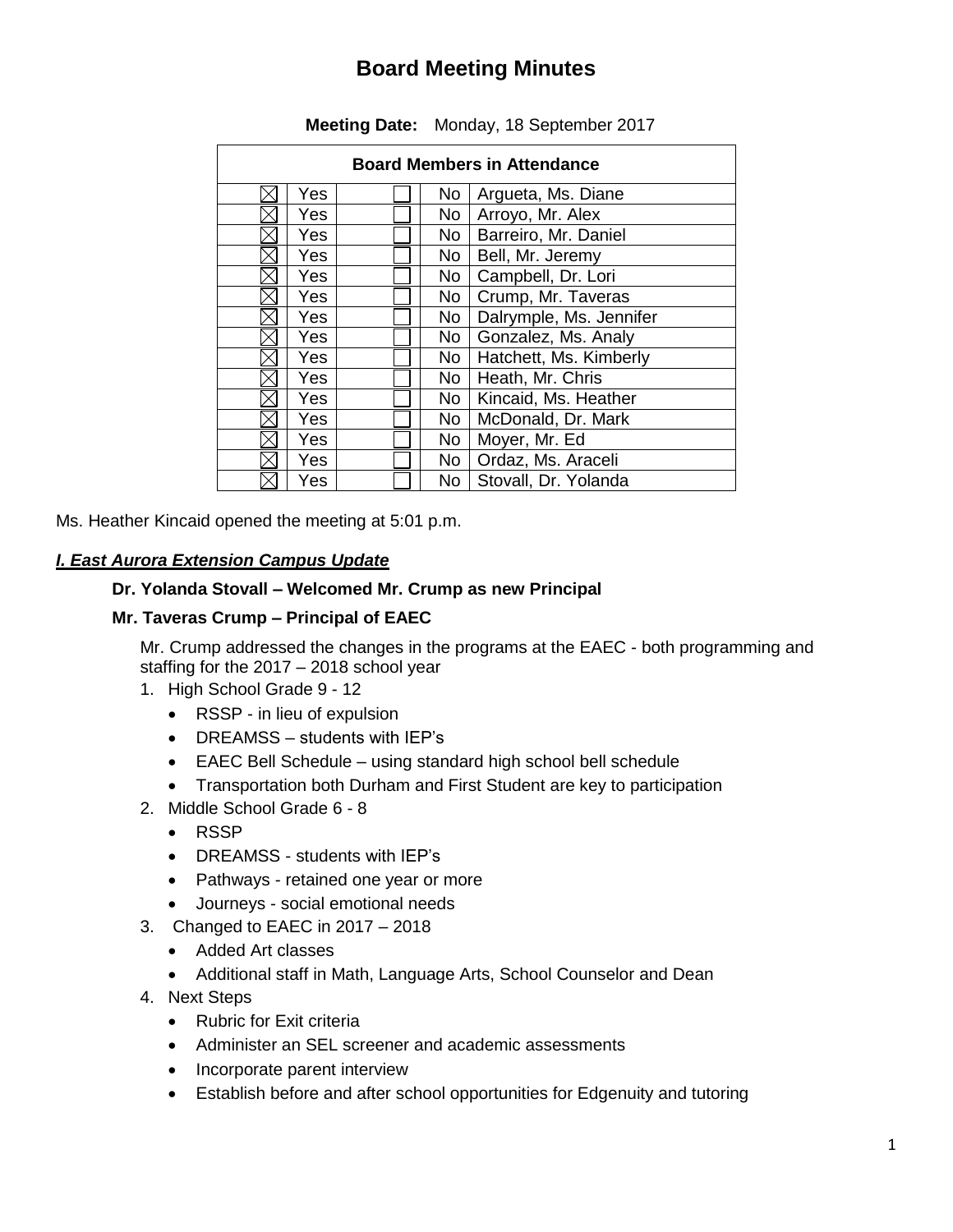# Board Meeting Minutes

**Meeting Date:** Monday, 18 September 2017

| Board Members in Attendance | | | | |
|---|---|---|---|---|
| ☒ | Yes | ☐ | No | Argueta, Ms. Diane |
| ☒ | Yes | ☐ | No | Arroyo, Mr. Alex |
| ☒ | Yes | ☐ | No | Barreiro, Mr. Daniel |
| ☒ | Yes | ☐ | No | Bell, Mr. Jeremy |
| ☒ | Yes | ☐ | No | Campbell, Dr. Lori |
| ☒ | Yes | ☐ | No | Crump, Mr. Taveras |
| ☒ | Yes | ☐ | No | Dalrymple, Ms. Jennifer |
| ☒ | Yes | ☐ | No | Gonzalez, Ms. Analy |
| ☒ | Yes | ☐ | No | Hatchett, Ms. Kimberly |
| ☒ | Yes | ☐ | No | Heath, Mr. Chris |
| ☒ | Yes | ☐ | No | Kincaid, Ms. Heather |
| ☒ | Yes | ☐ | No | McDonald, Dr. Mark |
| ☒ | Yes | ☐ | No | Moyer, Mr. Ed |
| ☒ | Yes | ☐ | No | Ordaz, Ms. Araceli |
| ☒ | Yes | ☐ | No | Stovall, Dr. Yolanda |

Ms. Heather Kincaid opened the meeting at 5:01 p.m.

***I. East Aurora Extension Campus Update***

**Dr. Yolanda Stovall – Welcomed Mr. Crump as new Principal**

**Mr. Taveras Crump – Principal of EAEC**

Mr. Crump addressed the changes in the programs at the EAEC - both programming and staffing for the 2017 – 2018 school year

1. High School Grade 9 - 12
   - RSSP - in lieu of expulsion
   - DREAMSS – students with IEP's
   - EAEC Bell Schedule – using standard high school bell schedule
   - Transportation both Durham and First Student are key to participation
2. Middle School Grade 6 - 8
   - RSSP
   - DREAMSS - students with IEP's
   - Pathways - retained one year or more
   - Journeys - social emotional needs
3. Changed to EAEC in 2017 – 2018
   - Added Art classes
   - Additional staff in Math, Language Arts, School Counselor and Dean
4. Next Steps
   - Rubric for Exit criteria
   - Administer an SEL screener and academic assessments
   - Incorporate parent interview
   - Establish before and after school opportunities for Edgenuity and tutoring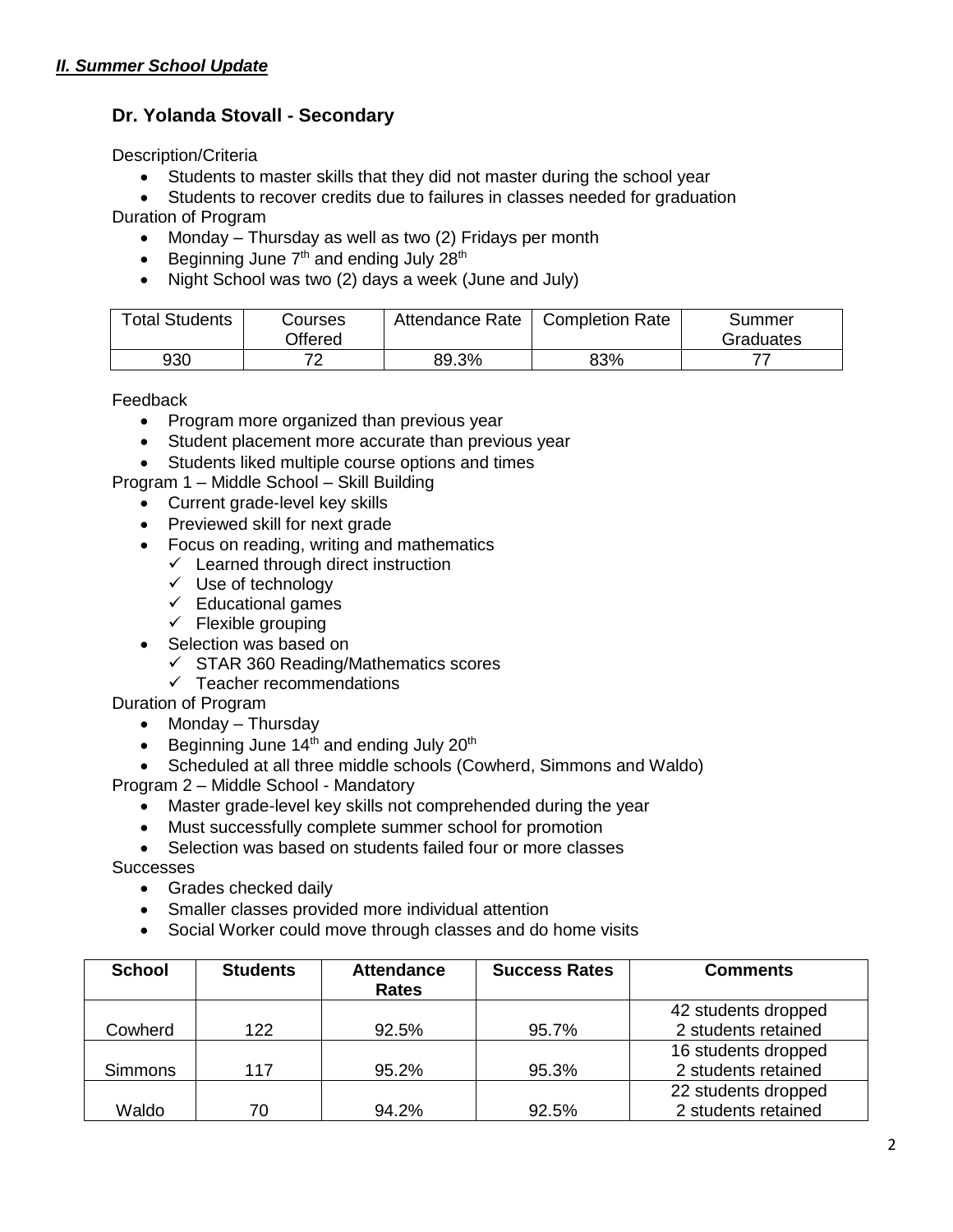## *II. Summer School Update*

### Dr. Yolanda Stovall - Secondary

Description/Criteria

- Students to master skills that they did not master during the school year
- Students to recover credits due to failures in classes needed for graduation

Duration of Program

- Monday – Thursday as well as two (2) Fridays per month
- Beginning June 7th and ending July 28th
- Night School was two (2) days a week (June and July)

| Total Students | Courses Offered | Attendance Rate | Completion Rate | Summer Graduates |
|---|---|---|---|---|
| 930 | 72 | 89.3% | 83% | 77 |

Feedback

- Program more organized than previous year
- Student placement more accurate than previous year
- Students liked multiple course options and times

Program 1 – Middle School – Skill Building

- Current grade-level key skills
- Previewed skill for next grade
- Focus on reading, writing and mathematics
  - ✓ Learned through direct instruction
  - ✓ Use of technology
  - ✓ Educational games
  - ✓ Flexible grouping
- Selection was based on
  - ✓ STAR 360 Reading/Mathematics scores
  - ✓ Teacher recommendations

Duration of Program

- Monday – Thursday
- Beginning June 14th and ending July 20th
- Scheduled at all three middle schools (Cowherd, Simmons and Waldo)

Program 2 – Middle School - Mandatory

- Master grade-level key skills not comprehended during the year
- Must successfully complete summer school for promotion
- Selection was based on students failed four or more classes

Successes

- Grades checked daily
- Smaller classes provided more individual attention
- Social Worker could move through classes and do home visits

| School | Students | Attendance Rates | Success Rates | Comments |
|---|---|---|---|---|
| Cowherd | 122 | 92.5% | 95.7% | 42 students dropped<br>2 students retained |
| Simmons | 117 | 95.2% | 95.3% | 16 students dropped<br>2 students retained |
| Waldo | 70 | 94.2% | 92.5% | 22 students dropped<br>2 students retained |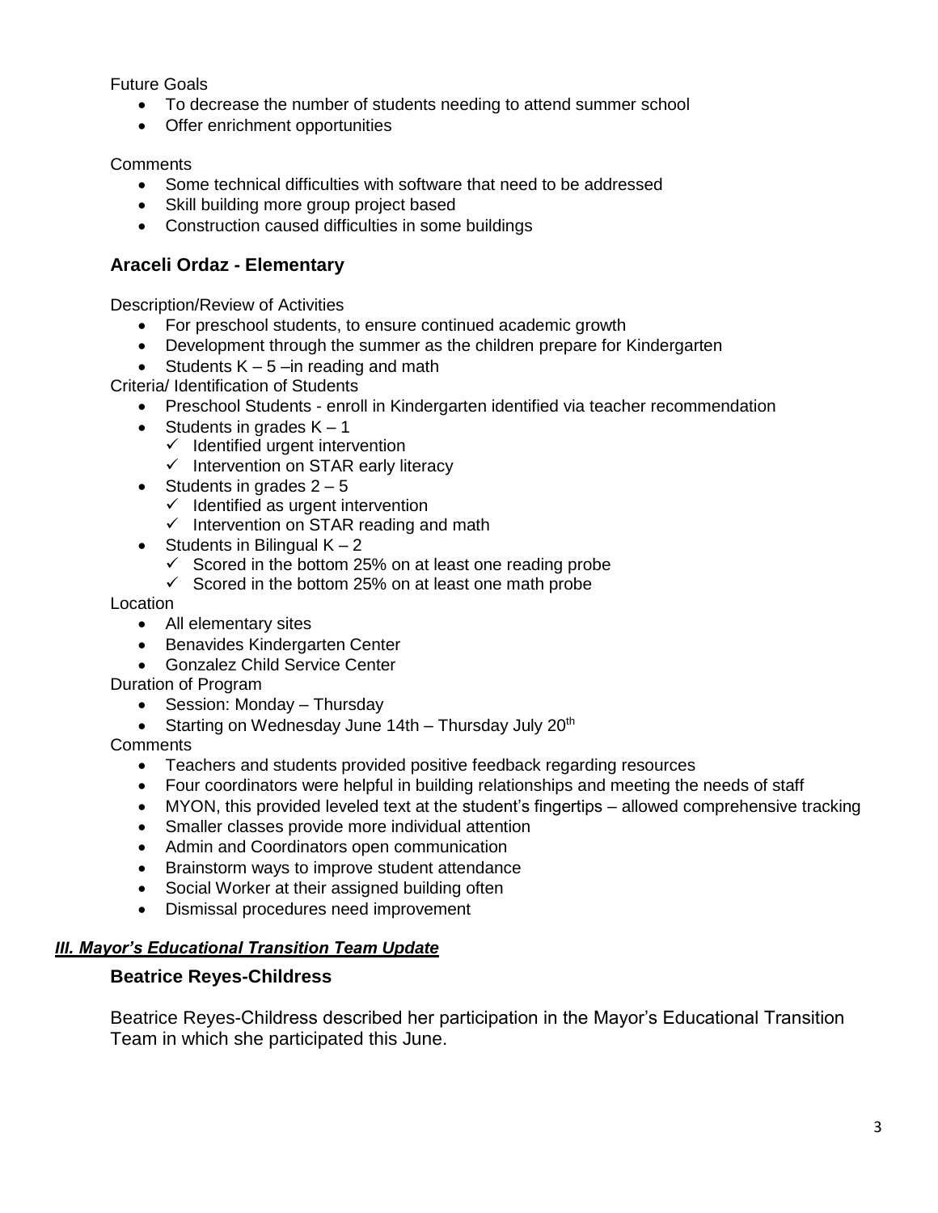Future Goals

- To decrease the number of students needing to attend summer school
- Offer enrichment opportunities

Comments

- Some technical difficulties with software that need to be addressed
- Skill building more group project based
- Construction caused difficulties in some buildings

## Araceli Ordaz - Elementary

Description/Review of Activities

- For preschool students, to ensure continued academic growth
- Development through the summer as the children prepare for Kindergarten
- Students K – 5 –in reading and math

Criteria/ Identification of Students

- Preschool Students - enroll in Kindergarten identified via teacher recommendation
- Students in grades K – 1
  - ✓ Identified urgent intervention
  - ✓ Intervention on STAR early literacy
- Students in grades 2 – 5
  - ✓ Identified as urgent intervention
  - ✓ Intervention on STAR reading and math
- Students in Bilingual K – 2
  - ✓ Scored in the bottom 25% on at least one reading probe
  - ✓ Scored in the bottom 25% on at least one math probe

Location

- All elementary sites
- Benavides Kindergarten Center
- Gonzalez Child Service Center

Duration of Program

- Session: Monday – Thursday
- Starting on Wednesday June 14th – Thursday July 20th

Comments

- Teachers and students provided positive feedback regarding resources
- Four coordinators were helpful in building relationships and meeting the needs of staff
- MYON, this provided leveled text at the student's fingertips – allowed comprehensive tracking
- Smaller classes provide more individual attention
- Admin and Coordinators open communication
- Brainstorm ways to improve student attendance
- Social Worker at their assigned building often
- Dismissal procedures need improvement

***III. Mayor's Educational Transition Team Update***

## Beatrice Reyes-Childress

Beatrice Reyes-Childress described her participation in the Mayor's Educational Transition Team in which she participated this June.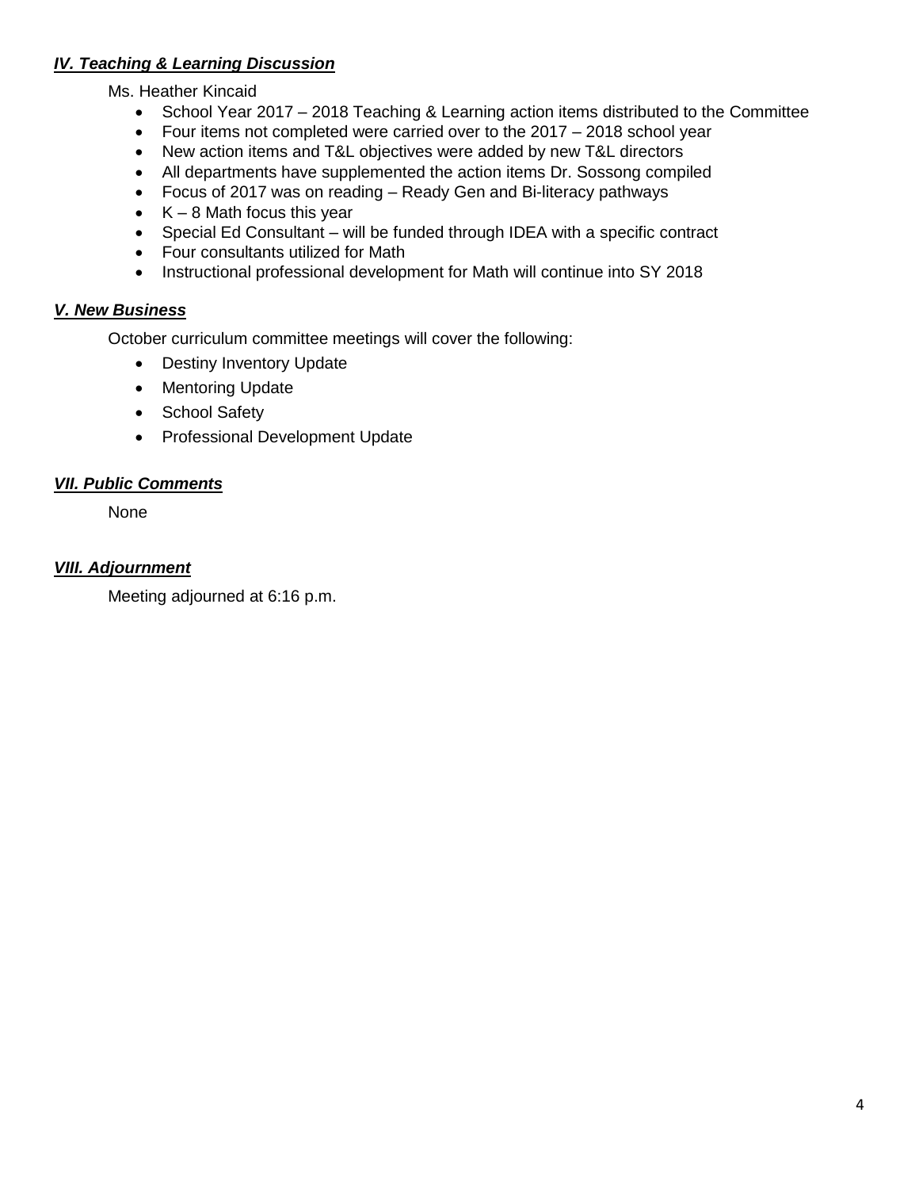### ***IV. Teaching & Learning Discussion***

Ms. Heather Kincaid

- School Year 2017 – 2018 Teaching & Learning action items distributed to the Committee
- Four items not completed were carried over to the 2017 – 2018 school year
- New action items and T&L objectives were added by new T&L directors
- All departments have supplemented the action items Dr. Sossong compiled
- Focus of 2017 was on reading – Ready Gen and Bi-literacy pathways
- K – 8 Math focus this year
- Special Ed Consultant – will be funded through IDEA with a specific contract
- Four consultants utilized for Math
- Instructional professional development for Math will continue into SY 2018

### ***V. New Business***

October curriculum committee meetings will cover the following:

- Destiny Inventory Update
- Mentoring Update
- School Safety
- Professional Development Update

### ***VII. Public Comments***

None

### ***VIII. Adjournment***

Meeting adjourned at 6:16 p.m.